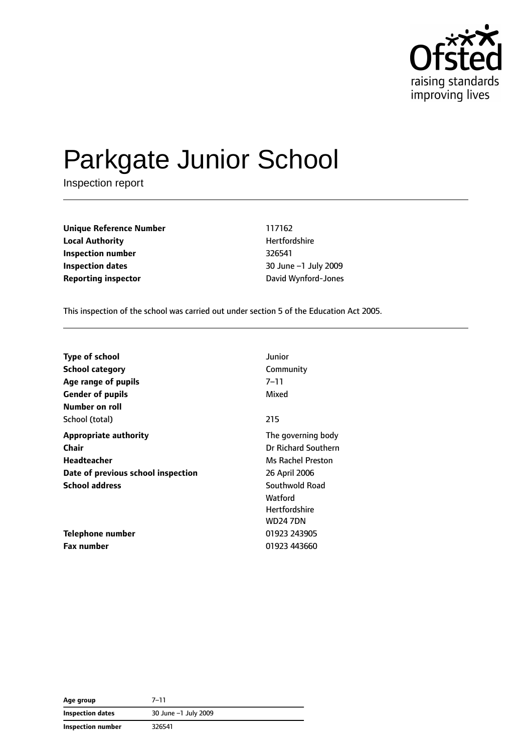# Parkgate Junior School

Inspection report

| | |
|---|---|
| **Unique Reference Number** | 117162 |
| **Local Authority** | Hertfordshire |
| **Inspection number** | 326541 |
| **Inspection dates** | 30 June –1 July 2009 |
| **Reporting inspector** | David Wynford-Jones |

This inspection of the school was carried out under section 5 of the Education Act 2005.

| | |
|---|---|
| **Type of school** | Junior |
| **School category** | Community |
| **Age range of pupils** | 7–11 |
| **Gender of pupils** | Mixed |
| **Number on roll** | |
| School (total) | 215 |
| **Appropriate authority** | The governing body |
| **Chair** | Dr Richard Southern |
| **Headteacher** | Ms Rachel Preston |
| **Date of previous school inspection** | 26 April 2006 |
| **School address** | Southwold Road<br>Watford<br>Hertfordshire<br>WD24 7DN |
| **Telephone number** | 01923 243905 |
| **Fax number** | 01923 443660 |

| | |
|---|---|
| **Age group** | 7–11 |
| **Inspection dates** | 30 June –1 July 2009 |
| **Inspection number** | 326541 |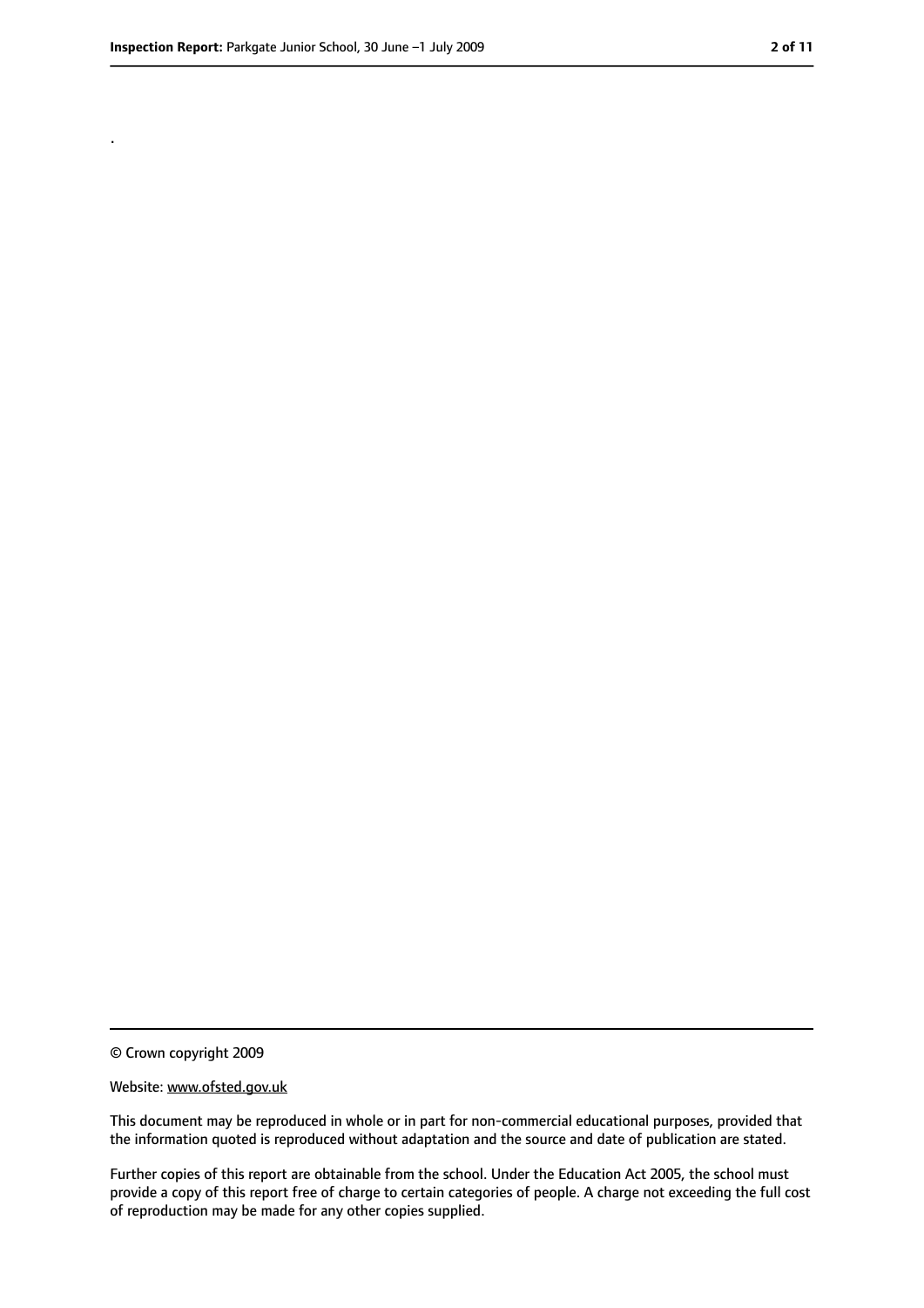.

© Crown copyright 2009

Website: www.ofsted.gov.uk

This document may be reproduced in whole or in part for non-commercial educational purposes, provided that the information quoted is reproduced without adaptation and the source and date of publication are stated.

Further copies of this report are obtainable from the school. Under the Education Act 2005, the school must provide a copy of this report free of charge to certain categories of people. A charge not exceeding the full cost of reproduction may be made for any other copies supplied.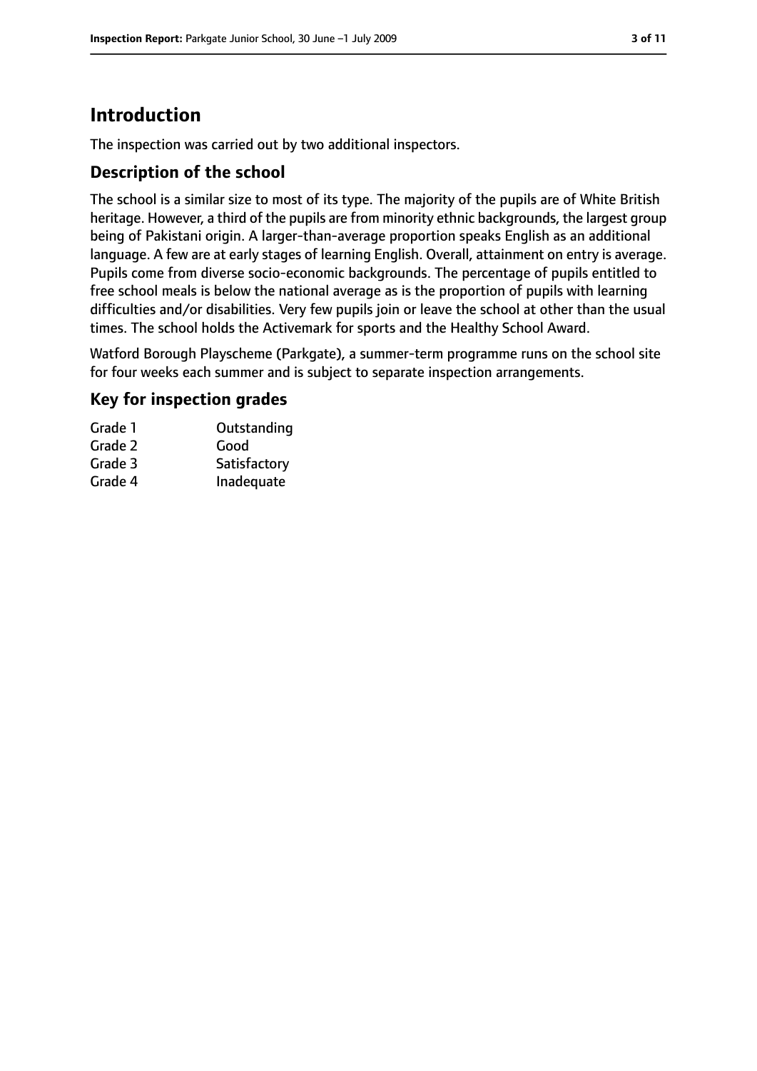## Introduction

The inspection was carried out by two additional inspectors.

### Description of the school

The school is a similar size to most of its type. The majority of the pupils are of White British heritage. However, a third of the pupils are from minority ethnic backgrounds, the largest group being of Pakistani origin. A larger-than-average proportion speaks English as an additional language. A few are at early stages of learning English. Overall, attainment on entry is average. Pupils come from diverse socio-economic backgrounds. The percentage of pupils entitled to free school meals is below the national average as is the proportion of pupils with learning difficulties and/or disabilities. Very few pupils join or leave the school at other than the usual times. The school holds the Activemark for sports and the Healthy School Award.

Watford Borough Playscheme (Parkgate), a summer-term programme runs on the school site for four weeks each summer and is subject to separate inspection arrangements.

### Key for inspection grades

| | |
|---|---|
| Grade 1 | Outstanding |
| Grade 2 | Good |
| Grade 3 | Satisfactory |
| Grade 4 | Inadequate |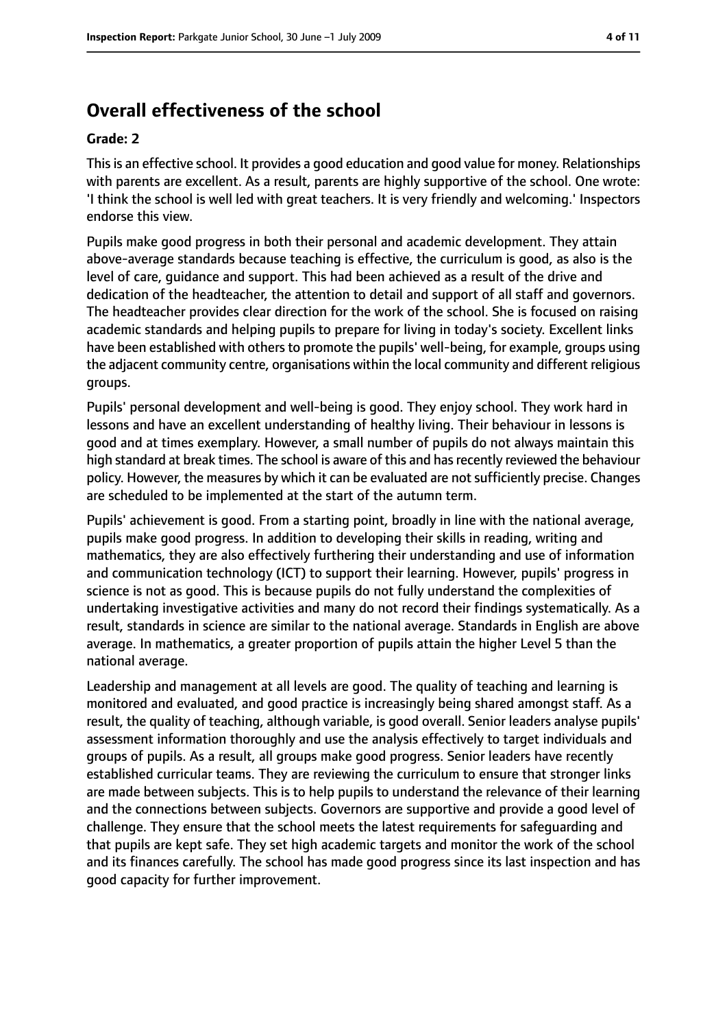## Overall effectiveness of the school

**Grade: 2**

This is an effective school. It provides a good education and good value for money. Relationships with parents are excellent. As a result, parents are highly supportive of the school. One wrote: 'I think the school is well led with great teachers. It is very friendly and welcoming.' Inspectors endorse this view.

Pupils make good progress in both their personal and academic development. They attain above-average standards because teaching is effective, the curriculum is good, as also is the level of care, guidance and support. This had been achieved as a result of the drive and dedication of the headteacher, the attention to detail and support of all staff and governors. The headteacher provides clear direction for the work of the school. She is focused on raising academic standards and helping pupils to prepare for living in today's society. Excellent links have been established with others to promote the pupils' well-being, for example, groups using the adjacent community centre, organisations within the local community and different religious groups.

Pupils' personal development and well-being is good. They enjoy school. They work hard in lessons and have an excellent understanding of healthy living. Their behaviour in lessons is good and at times exemplary. However, a small number of pupils do not always maintain this high standard at break times. The school is aware of this and has recently reviewed the behaviour policy. However, the measures by which it can be evaluated are not sufficiently precise. Changes are scheduled to be implemented at the start of the autumn term.

Pupils' achievement is good. From a starting point, broadly in line with the national average, pupils make good progress. In addition to developing their skills in reading, writing and mathematics, they are also effectively furthering their understanding and use of information and communication technology (ICT) to support their learning. However, pupils' progress in science is not as good. This is because pupils do not fully understand the complexities of undertaking investigative activities and many do not record their findings systematically. As a result, standards in science are similar to the national average. Standards in English are above average. In mathematics, a greater proportion of pupils attain the higher Level 5 than the national average.

Leadership and management at all levels are good. The quality of teaching and learning is monitored and evaluated, and good practice is increasingly being shared amongst staff. As a result, the quality of teaching, although variable, is good overall. Senior leaders analyse pupils' assessment information thoroughly and use the analysis effectively to target individuals and groups of pupils. As a result, all groups make good progress. Senior leaders have recently established curricular teams. They are reviewing the curriculum to ensure that stronger links are made between subjects. This is to help pupils to understand the relevance of their learning and the connections between subjects. Governors are supportive and provide a good level of challenge. They ensure that the school meets the latest requirements for safeguarding and that pupils are kept safe. They set high academic targets and monitor the work of the school and its finances carefully. The school has made good progress since its last inspection and has good capacity for further improvement.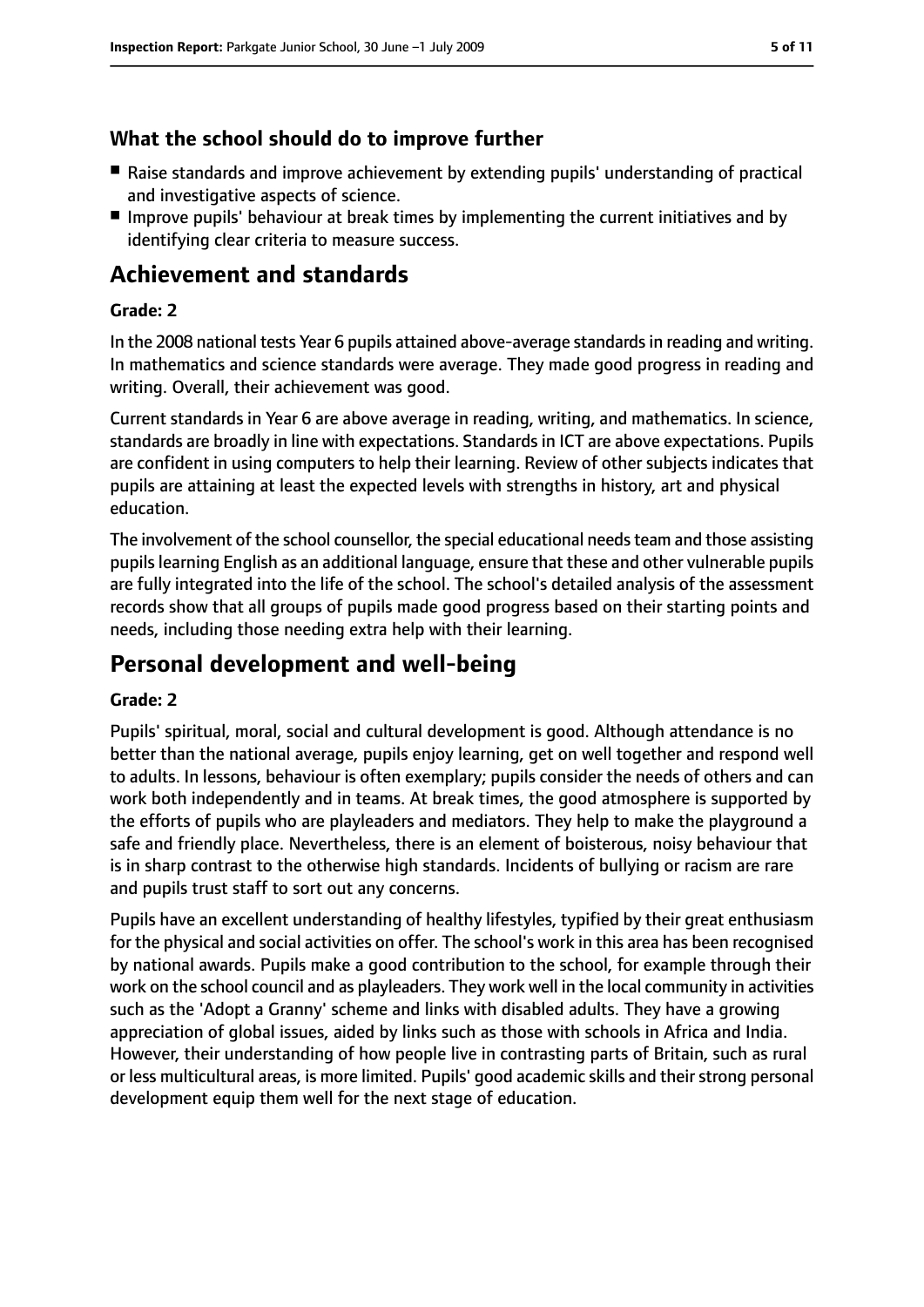### What the school should do to improve further

- Raise standards and improve achievement by extending pupils' understanding of practical and investigative aspects of science.
- Improve pupils' behaviour at break times by implementing the current initiatives and by identifying clear criteria to measure success.

## Achievement and standards

**Grade: 2**

In the 2008 national tests Year 6 pupils attained above-average standards in reading and writing. In mathematics and science standards were average. They made good progress in reading and writing. Overall, their achievement was good.

Current standards in Year 6 are above average in reading, writing, and mathematics. In science, standards are broadly in line with expectations. Standards in ICT are above expectations. Pupils are confident in using computers to help their learning. Review of other subjects indicates that pupils are attaining at least the expected levels with strengths in history, art and physical education.

The involvement of the school counsellor, the special educational needs team and those assisting pupils learning English as an additional language, ensure that these and other vulnerable pupils are fully integrated into the life of the school. The school's detailed analysis of the assessment records show that all groups of pupils made good progress based on their starting points and needs, including those needing extra help with their learning.

## Personal development and well-being

**Grade: 2**

Pupils' spiritual, moral, social and cultural development is good. Although attendance is no better than the national average, pupils enjoy learning, get on well together and respond well to adults. In lessons, behaviour is often exemplary; pupils consider the needs of others and can work both independently and in teams. At break times, the good atmosphere is supported by the efforts of pupils who are playleaders and mediators. They help to make the playground a safe and friendly place. Nevertheless, there is an element of boisterous, noisy behaviour that is in sharp contrast to the otherwise high standards. Incidents of bullying or racism are rare and pupils trust staff to sort out any concerns.

Pupils have an excellent understanding of healthy lifestyles, typified by their great enthusiasm for the physical and social activities on offer. The school's work in this area has been recognised by national awards. Pupils make a good contribution to the school, for example through their work on the school council and as playleaders. They work well in the local community in activities such as the 'Adopt a Granny' scheme and links with disabled adults. They have a growing appreciation of global issues, aided by links such as those with schools in Africa and India. However, their understanding of how people live in contrasting parts of Britain, such as rural or less multicultural areas, is more limited. Pupils' good academic skills and their strong personal development equip them well for the next stage of education.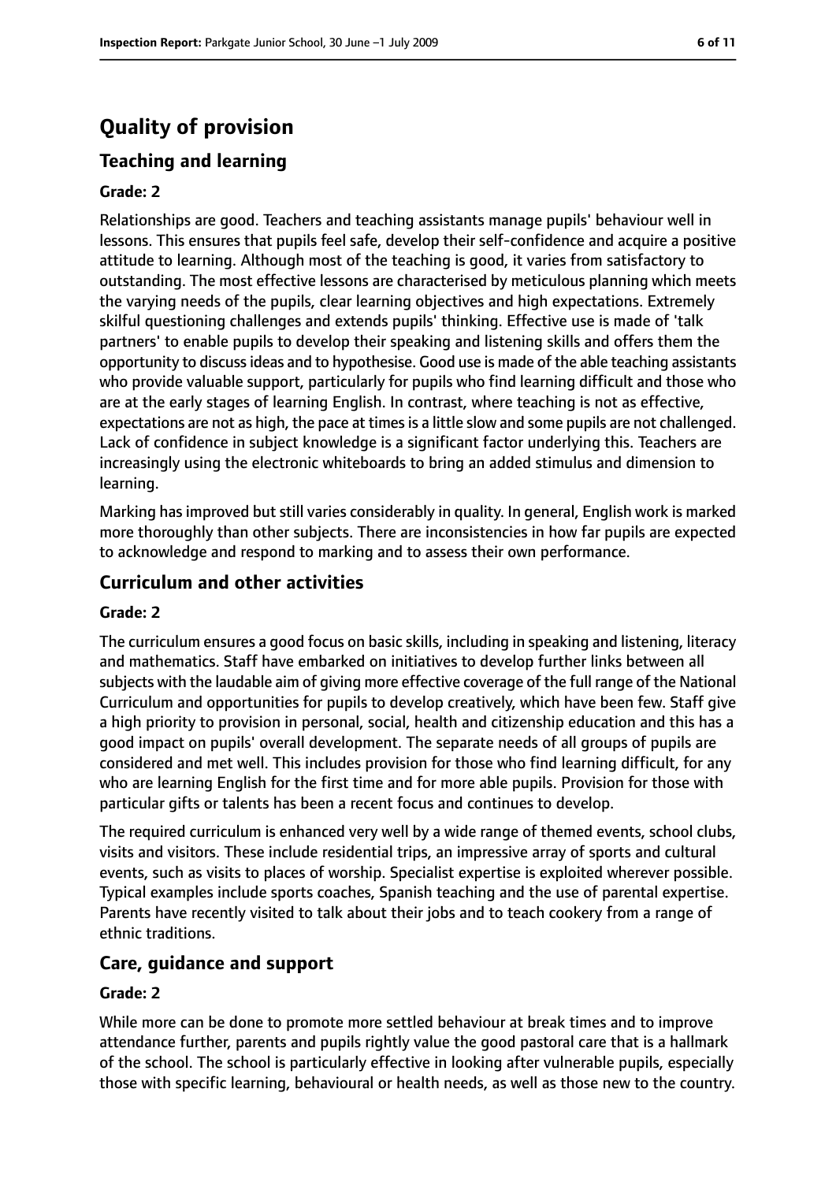# Quality of provision

## Teaching and learning

### Grade: 2

Relationships are good. Teachers and teaching assistants manage pupils' behaviour well in lessons. This ensures that pupils feel safe, develop their self-confidence and acquire a positive attitude to learning. Although most of the teaching is good, it varies from satisfactory to outstanding. The most effective lessons are characterised by meticulous planning which meets the varying needs of the pupils, clear learning objectives and high expectations. Extremely skilful questioning challenges and extends pupils' thinking. Effective use is made of 'talk partners' to enable pupils to develop their speaking and listening skills and offers them the opportunity to discuss ideas and to hypothesise. Good use is made of the able teaching assistants who provide valuable support, particularly for pupils who find learning difficult and those who are at the early stages of learning English. In contrast, where teaching is not as effective, expectations are not as high, the pace at times is a little slow and some pupils are not challenged. Lack of confidence in subject knowledge is a significant factor underlying this. Teachers are increasingly using the electronic whiteboards to bring an added stimulus and dimension to learning.

Marking has improved but still varies considerably in quality. In general, English work is marked more thoroughly than other subjects. There are inconsistencies in how far pupils are expected to acknowledge and respond to marking and to assess their own performance.

## Curriculum and other activities

### Grade: 2

The curriculum ensures a good focus on basic skills, including in speaking and listening, literacy and mathematics. Staff have embarked on initiatives to develop further links between all subjects with the laudable aim of giving more effective coverage of the full range of the National Curriculum and opportunities for pupils to develop creatively, which have been few. Staff give a high priority to provision in personal, social, health and citizenship education and this has a good impact on pupils' overall development. The separate needs of all groups of pupils are considered and met well. This includes provision for those who find learning difficult, for any who are learning English for the first time and for more able pupils. Provision for those with particular gifts or talents has been a recent focus and continues to develop.

The required curriculum is enhanced very well by a wide range of themed events, school clubs, visits and visitors. These include residential trips, an impressive array of sports and cultural events, such as visits to places of worship. Specialist expertise is exploited wherever possible. Typical examples include sports coaches, Spanish teaching and the use of parental expertise. Parents have recently visited to talk about their jobs and to teach cookery from a range of ethnic traditions.

## Care, guidance and support

### Grade: 2

While more can be done to promote more settled behaviour at break times and to improve attendance further, parents and pupils rightly value the good pastoral care that is a hallmark of the school. The school is particularly effective in looking after vulnerable pupils, especially those with specific learning, behavioural or health needs, as well as those new to the country.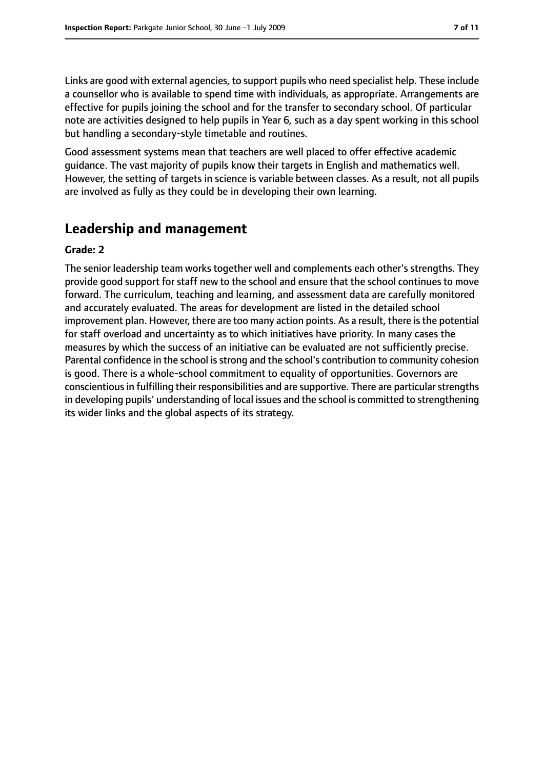Links are good with external agencies, to support pupils who need specialist help. These include a counsellor who is available to spend time with individuals, as appropriate. Arrangements are effective for pupils joining the school and for the transfer to secondary school. Of particular note are activities designed to help pupils in Year 6, such as a day spent working in this school but handling a secondary-style timetable and routines.

Good assessment systems mean that teachers are well placed to offer effective academic guidance. The vast majority of pupils know their targets in English and mathematics well. However, the setting of targets in science is variable between classes. As a result, not all pupils are involved as fully as they could be in developing their own learning.

## Leadership and management

**Grade: 2**

The senior leadership team works together well and complements each other's strengths. They provide good support for staff new to the school and ensure that the school continues to move forward. The curriculum, teaching and learning, and assessment data are carefully monitored and accurately evaluated. The areas for development are listed in the detailed school improvement plan. However, there are too many action points. As a result, there is the potential for staff overload and uncertainty as to which initiatives have priority. In many cases the measures by which the success of an initiative can be evaluated are not sufficiently precise. Parental confidence in the school is strong and the school's contribution to community cohesion is good. There is a whole-school commitment to equality of opportunities. Governors are conscientious in fulfilling their responsibilities and are supportive. There are particular strengths in developing pupils' understanding of local issues and the school is committed to strengthening its wider links and the global aspects of its strategy.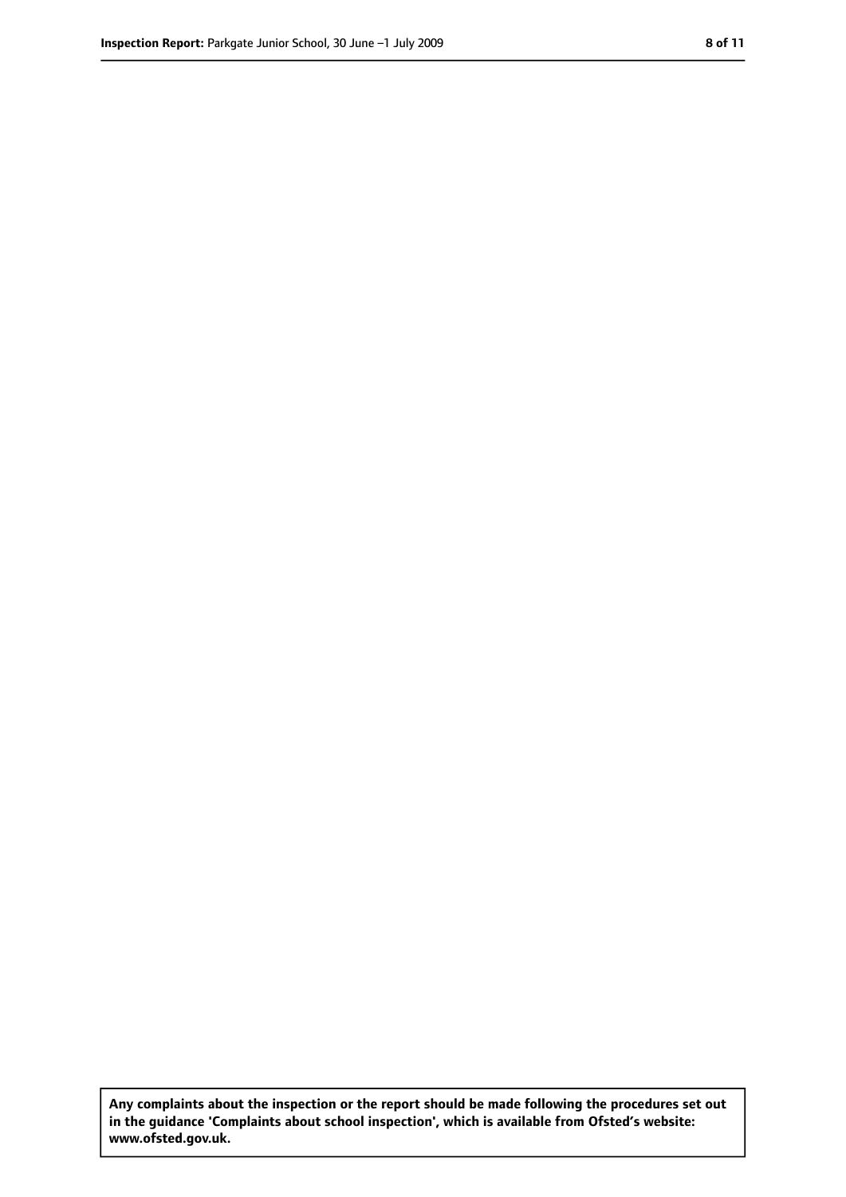**Any complaints about the inspection or the report should be made following the procedures set out in the guidance 'Complaints about school inspection', which is available from Ofsted's website: www.ofsted.gov.uk.**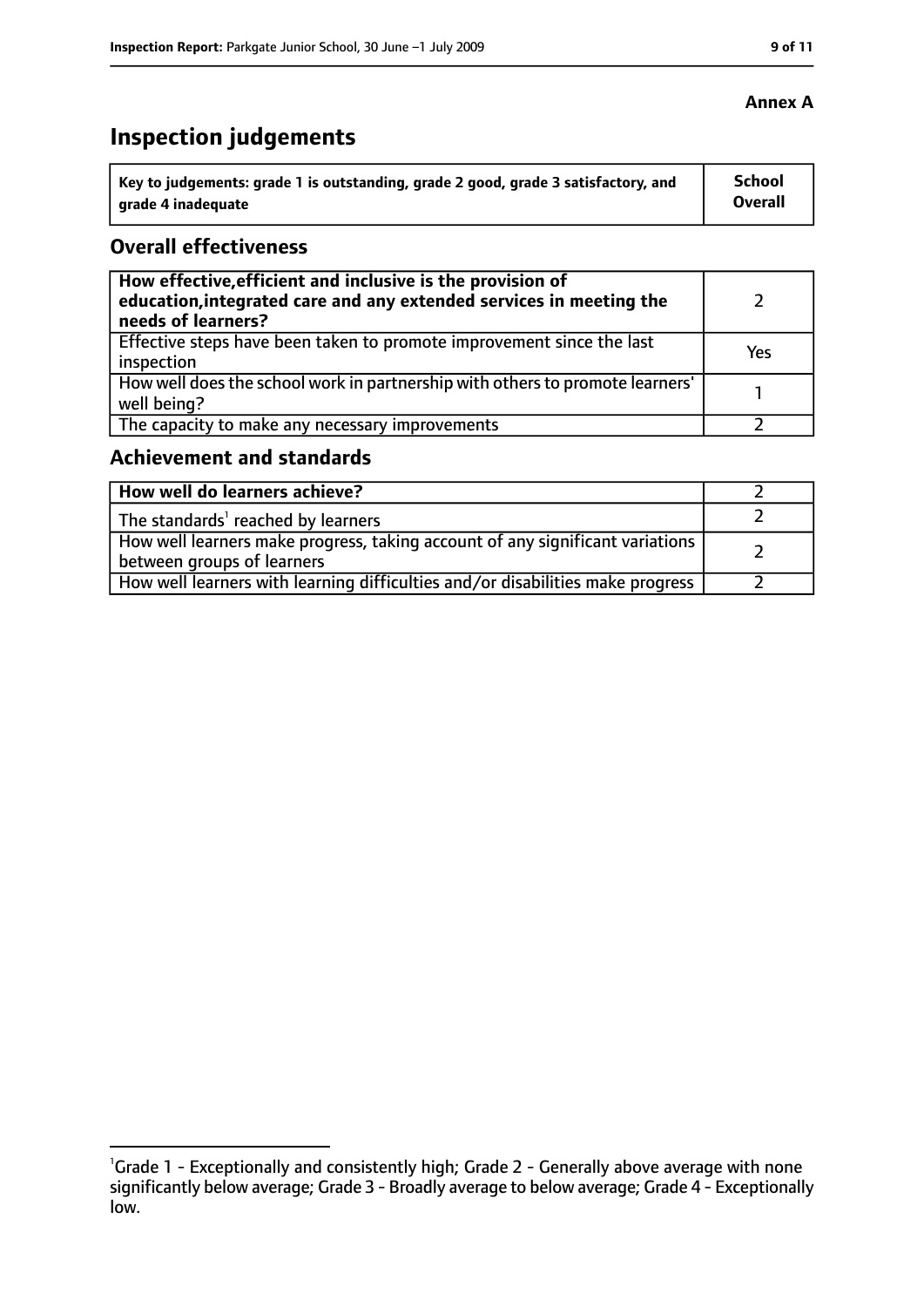**Annex A**

# Inspection judgements

| Key to judgements: grade 1 is outstanding, grade 2 good, grade 3 satisfactory, and grade 4 inadequate | School Overall |
|---|---|

## Overall effectiveness

| | |
|---|---|
| **How effective, efficient and inclusive is the provision of education, integrated care and any extended services in meeting the needs of learners?** | 2 |
| Effective steps have been taken to promote improvement since the last inspection | Yes |
| How well does the school work in partnership with others to promote learners' well being? | 1 |
| The capacity to make any necessary improvements | 2 |

## Achievement and standards

| | |
|---|---|
| **How well do learners achieve?** | 2 |
| The standards[1] reached by learners | 2 |
| How well learners make progress, taking account of any significant variations between groups of learners | 2 |
| How well learners with learning difficulties and/or disabilities make progress | 2 |

[1]Grade 1 - Exceptionally and consistently high; Grade 2 - Generally above average with none significantly below average; Grade 3 - Broadly average to below average; Grade 4 - Exceptionally low.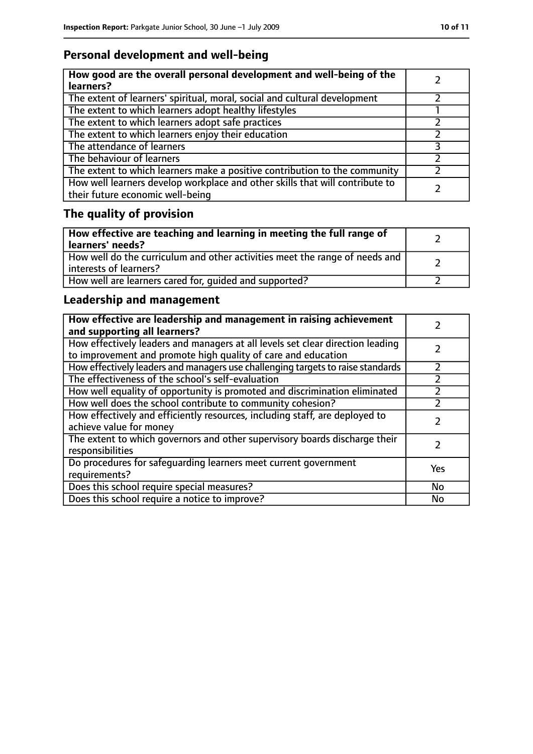## Personal development and well-being

| **How good are the overall personal development and well-being of the learners?** | 2 |
|---|---|
| The extent of learners' spiritual, moral, social and cultural development | 2 |
| The extent to which learners adopt healthy lifestyles | 1 |
| The extent to which learners adopt safe practices | 2 |
| The extent to which learners enjoy their education | 2 |
| The attendance of learners | 3 |
| The behaviour of learners | 2 |
| The extent to which learners make a positive contribution to the community | 2 |
| How well learners develop workplace and other skills that will contribute to their future economic well-being | 2 |

## The quality of provision

| **How effective are teaching and learning in meeting the full range of learners' needs?** | 2 |
|---|---|
| How well do the curriculum and other activities meet the range of needs and interests of learners? | 2 |
| How well are learners cared for, guided and supported? | 2 |

## Leadership and management

| **How effective are leadership and management in raising achievement and supporting all learners?** | 2 |
|---|---|
| How effectively leaders and managers at all levels set clear direction leading to improvement and promote high quality of care and education | 2 |
| How effectively leaders and managers use challenging targets to raise standards | 2 |
| The effectiveness of the school's self-evaluation | 2 |
| How well equality of opportunity is promoted and discrimination eliminated | 2 |
| How well does the school contribute to community cohesion? | 2 |
| How effectively and efficiently resources, including staff, are deployed to achieve value for money | 2 |
| The extent to which governors and other supervisory boards discharge their responsibilities | 2 |
| Do procedures for safeguarding learners meet current government requirements? | Yes |
| Does this school require special measures? | No |
| Does this school require a notice to improve? | No |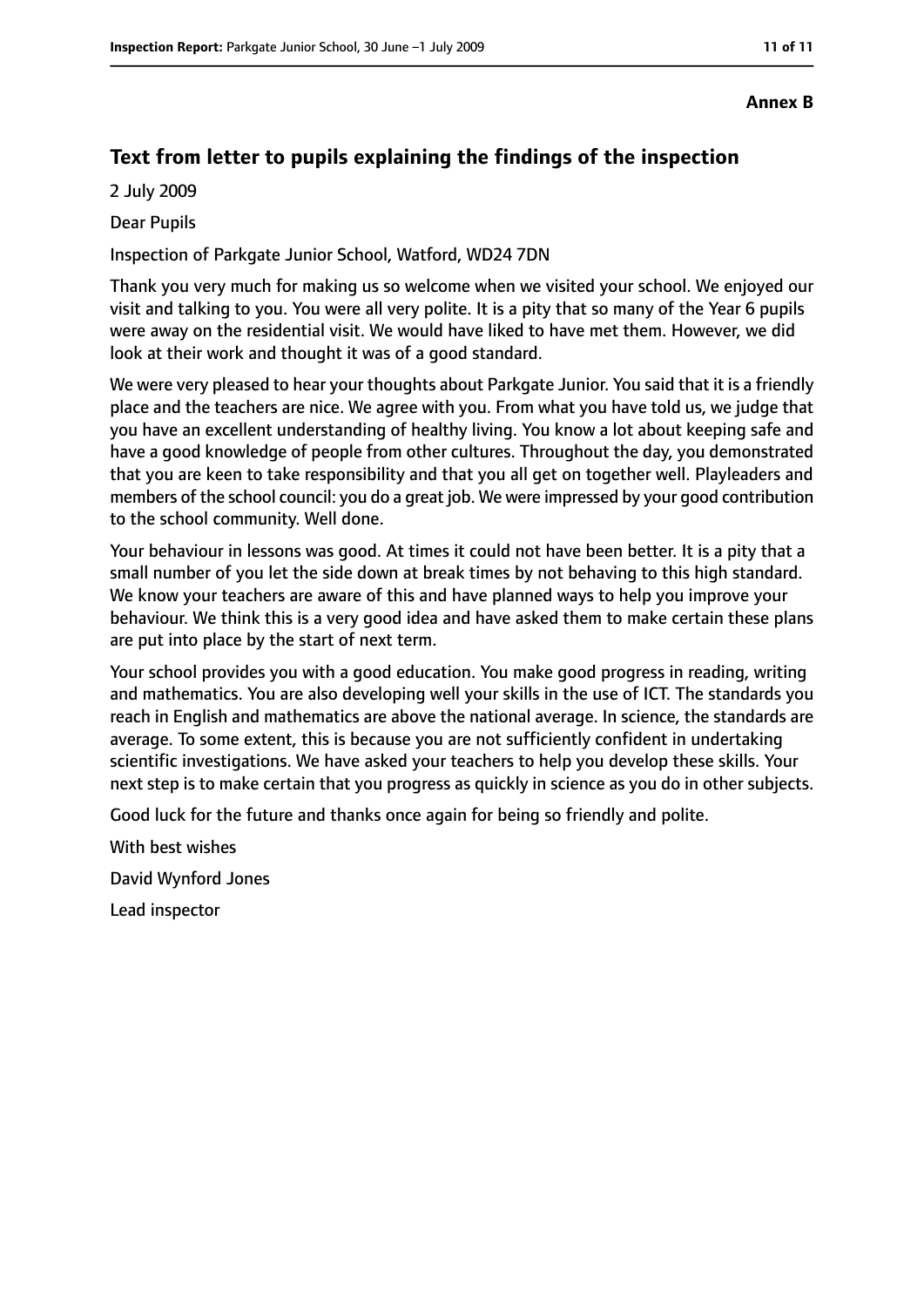**Annex B**

## Text from letter to pupils explaining the findings of the inspection

2 July 2009

Dear Pupils

Inspection of Parkgate Junior School, Watford, WD24 7DN

Thank you very much for making us so welcome when we visited your school. We enjoyed our visit and talking to you. You were all very polite. It is a pity that so many of the Year 6 pupils were away on the residential visit. We would have liked to have met them. However, we did look at their work and thought it was of a good standard.

We were very pleased to hear your thoughts about Parkgate Junior. You said that it is a friendly place and the teachers are nice. We agree with you. From what you have told us, we judge that you have an excellent understanding of healthy living. You know a lot about keeping safe and have a good knowledge of people from other cultures. Throughout the day, you demonstrated that you are keen to take responsibility and that you all get on together well. Playleaders and members of the school council: you do a great job. We were impressed by your good contribution to the school community. Well done.

Your behaviour in lessons was good. At times it could not have been better. It is a pity that a small number of you let the side down at break times by not behaving to this high standard. We know your teachers are aware of this and have planned ways to help you improve your behaviour. We think this is a very good idea and have asked them to make certain these plans are put into place by the start of next term.

Your school provides you with a good education. You make good progress in reading, writing and mathematics. You are also developing well your skills in the use of ICT. The standards you reach in English and mathematics are above the national average. In science, the standards are average. To some extent, this is because you are not sufficiently confident in undertaking scientific investigations. We have asked your teachers to help you develop these skills. Your next step is to make certain that you progress as quickly in science as you do in other subjects.

Good luck for the future and thanks once again for being so friendly and polite.

With best wishes

David Wynford Jones

Lead inspector